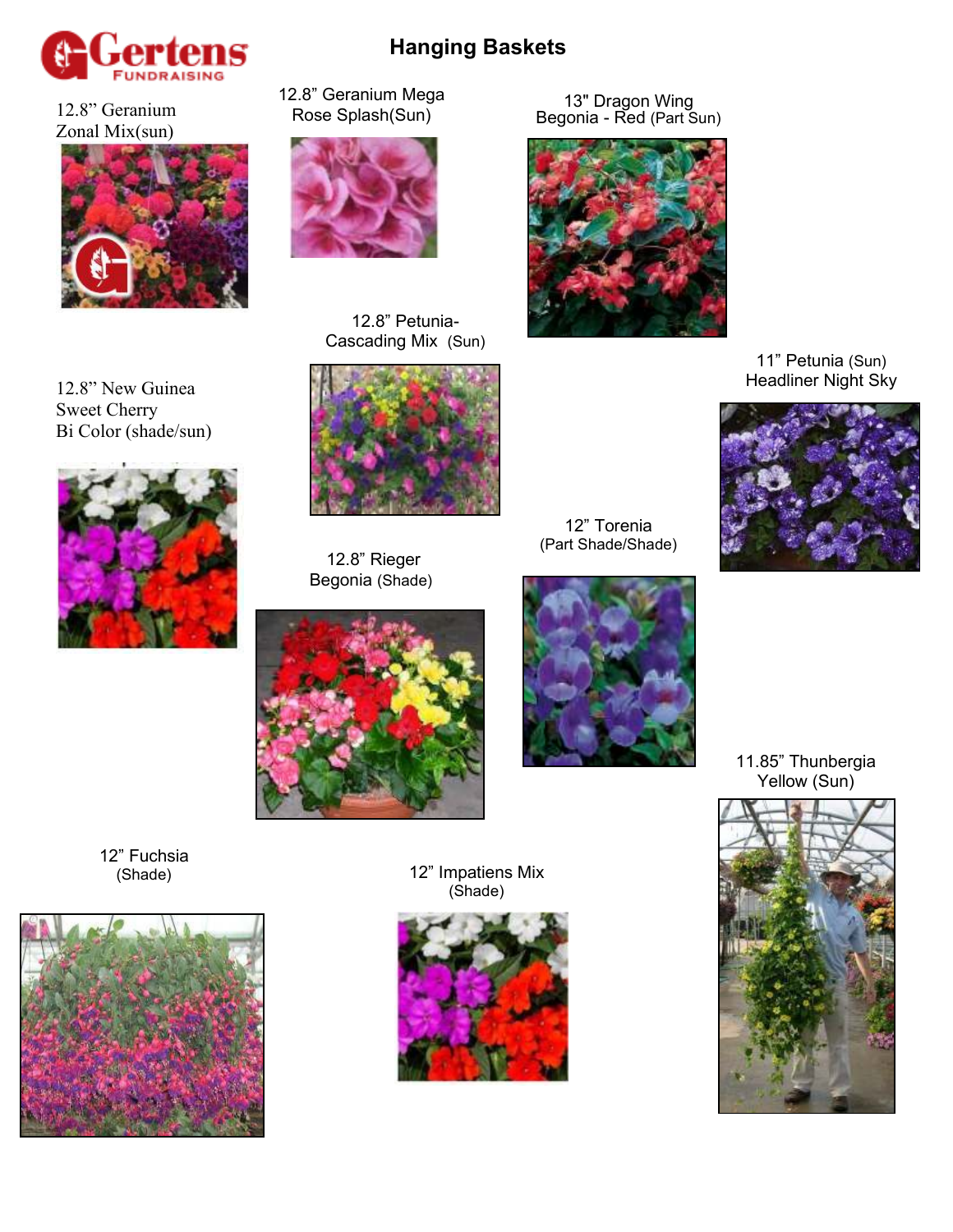Gertens
FUNDRAISING

# Hanging Baskets

12.8" Geranium Zonal Mix(sun)

12.8" Geranium Mega Rose Splash(Sun)

13" Dragon Wing Begonia - Red (Part Sun)

12.8" Petunia-Cascading Mix (Sun)

11" Petunia (Sun) Headliner Night Sky

12.8" New Guinea Sweet Cherry Bi Color (shade/sun)

12" Torenia (Part Shade/Shade)

12.8" Rieger Begonia (Shade)

11.85" Thunbergia Yellow (Sun)

12" Fuchsia (Shade)

12" Impatiens Mix (Shade)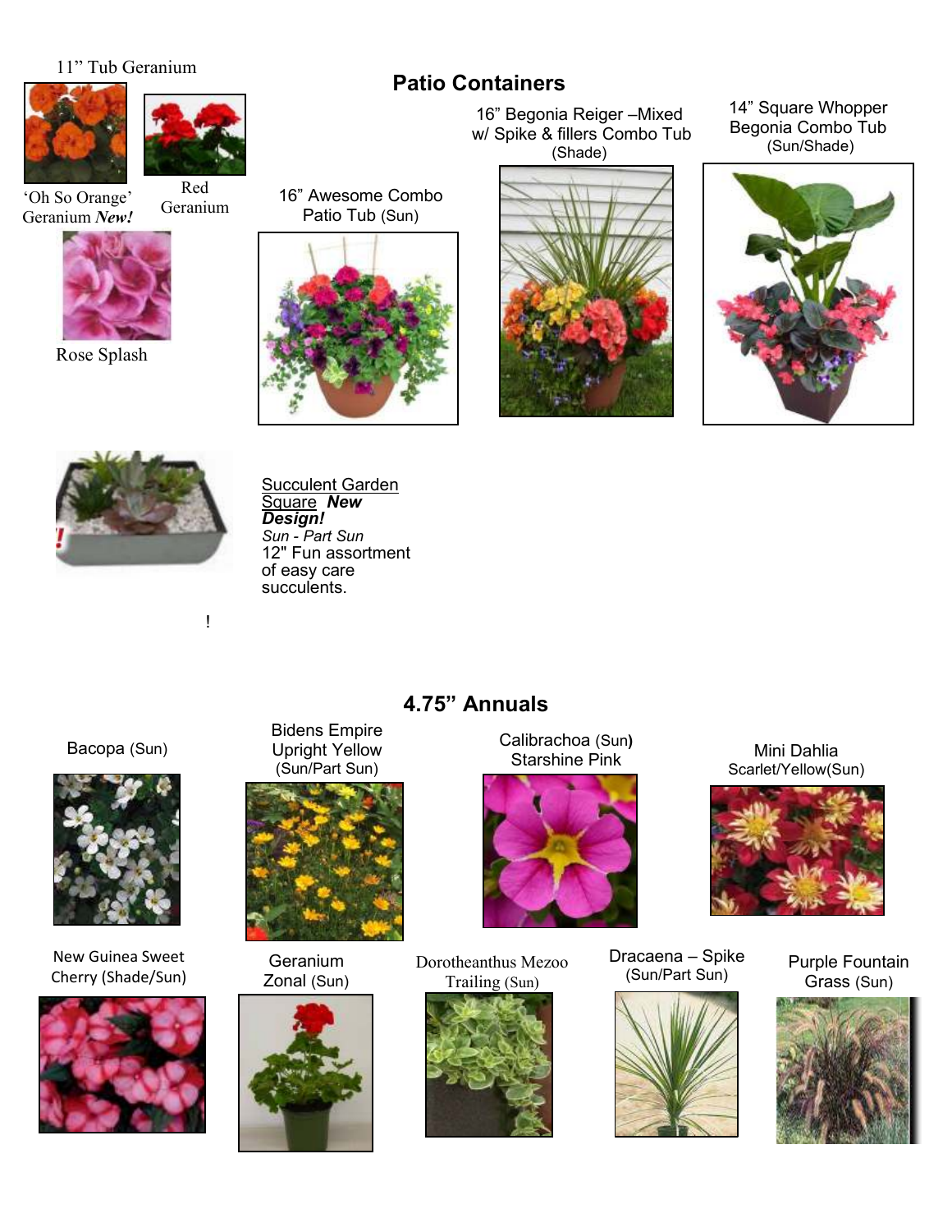11” Tub Geranium

‘Oh So Orange’ Geranium ***New!***

Red Geranium

Rose Splash

## Patio Containers

16” Awesome Combo Patio Tub (Sun)

16” Begonia Reiger –Mixed w/ Spike & fillers Combo Tub (Shade)

14” Square Whopper Begonia Combo Tub (Sun/Shade)

Succulent Garden Square ***New Design!***
*Sun - Part Sun*
12" Fun assortment of easy care succulents.

!

## 4.75” Annuals

Bacopa (Sun)

Bidens Empire Upright Yellow (Sun/Part Sun)

Calibrachoa (Sun) Starshine Pink

Mini Dahlia Scarlet/Yellow(Sun)

New Guinea Sweet Cherry (Shade/Sun)

Geranium Zonal (Sun)

Dorotheanthus Mezoo Trailing (Sun)

Dracaena – Spike (Sun/Part Sun)

Purple Fountain Grass (Sun)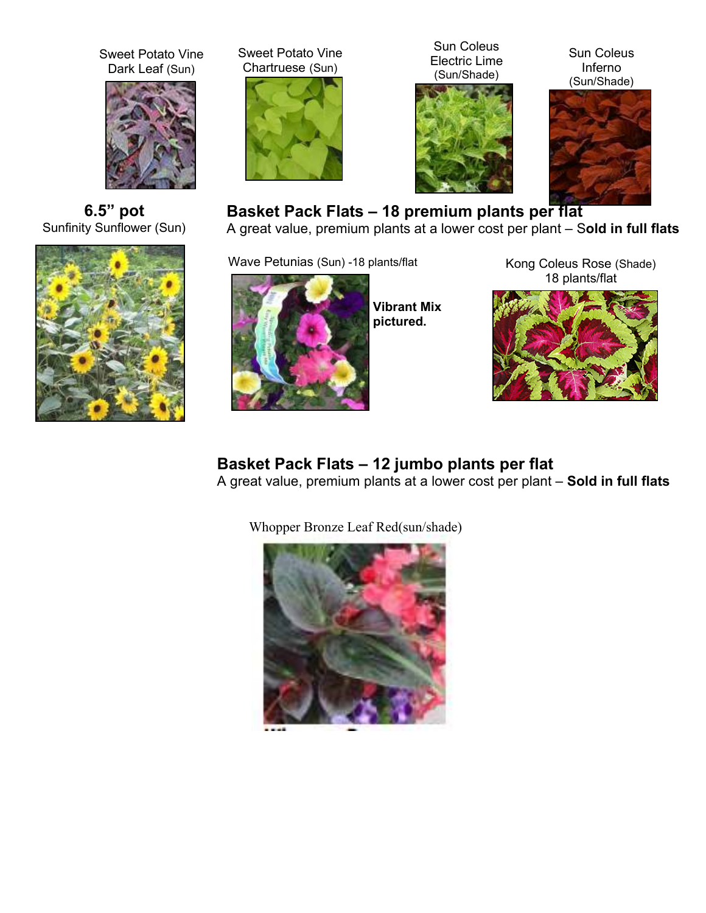Sweet Potato Vine Dark Leaf (Sun)

Sweet Potato Vine Chartruese (Sun)

Sun Coleus Electric Lime (Sun/Shade)

Sun Coleus Inferno (Sun/Shade)

**6.5" pot**

Sunfinity Sunflower (Sun)

## Basket Pack Flats – 18 premium plants per flat

A great value, premium plants at a lower cost per plant – S**old in full flats**

Wave Petunias (Sun) -18 plants/flat

**Vibrant Mix pictured.**

Kong Coleus Rose (Shade)
18 plants/flat

## Basket Pack Flats – 12 jumbo plants per flat

A great value, premium plants at a lower cost per plant – **Sold in full flats**

Whopper Bronze Leaf Red(sun/shade)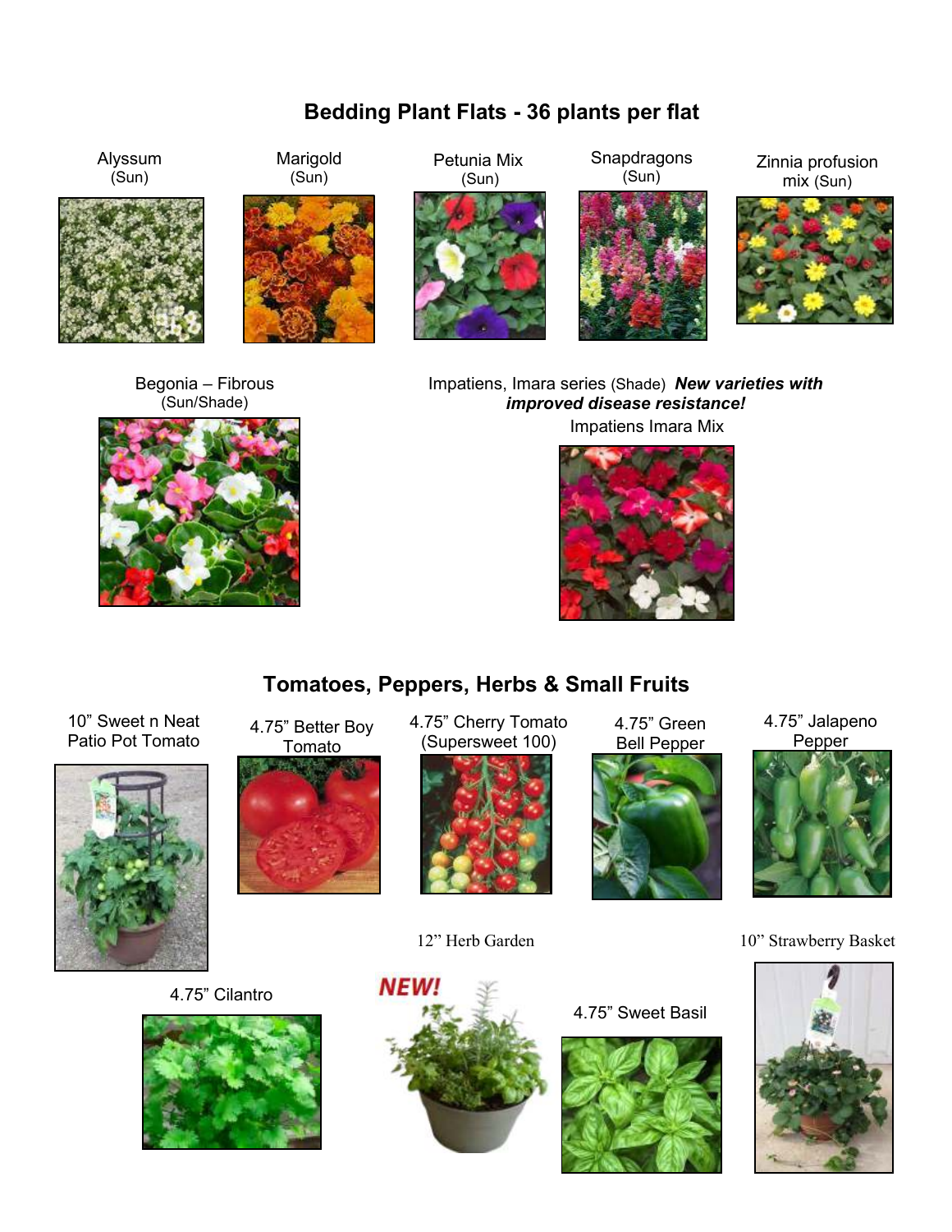## Bedding Plant Flats - 36 plants per flat

Alyssum
(Sun)

Marigold
(Sun)

Petunia Mix
(Sun)

Snapdragons
(Sun)

Zinnia profusion mix (Sun)

Begonia – Fibrous
(Sun/Shade)

Impatiens, Imara series (Shade) ***New varieties with improved disease resistance!***

Impatiens Imara Mix

## Tomatoes, Peppers, Herbs & Small Fruits

10” Sweet n Neat Patio Pot Tomato

4.75” Better Boy Tomato

4.75” Cherry Tomato (Supersweet 100)

4.75” Green Bell Pepper

4.75” Jalapeno Pepper

12” Herb Garden

10” Strawberry Basket

4.75” Cilantro

NEW!

4.75” Sweet Basil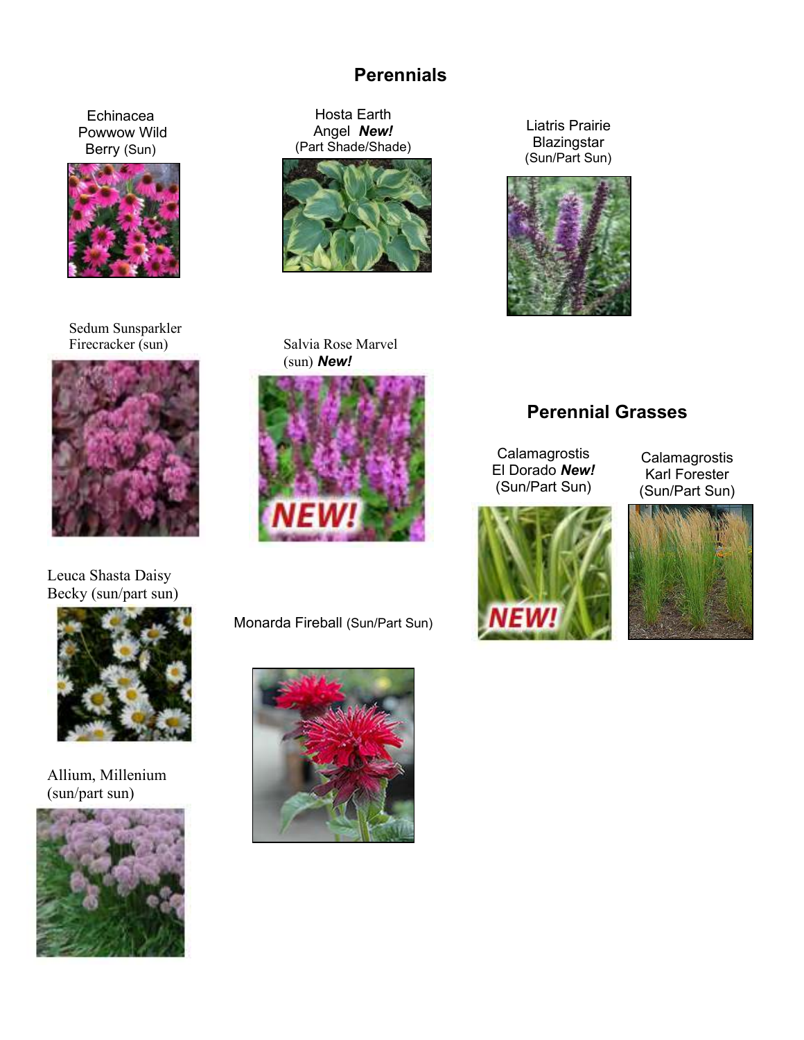# Perennials

Echinacea Powwow Wild Berry (Sun)

Hosta Earth Angel ***New!*** (Part Shade/Shade)

Liatris Prairie Blazingstar (Sun/Part Sun)

Sedum Sunsparkler Firecracker (sun)

Salvia Rose Marvel (sun) ***New!***

Leuca Shasta Daisy Becky (sun/part sun)

Monarda Fireball (Sun/Part Sun)

Allium, Millenium (sun/part sun)

## Perennial Grasses

Calamagrostis El Dorado ***New!*** (Sun/Part Sun)

Calamagrostis Karl Forester (Sun/Part Sun)